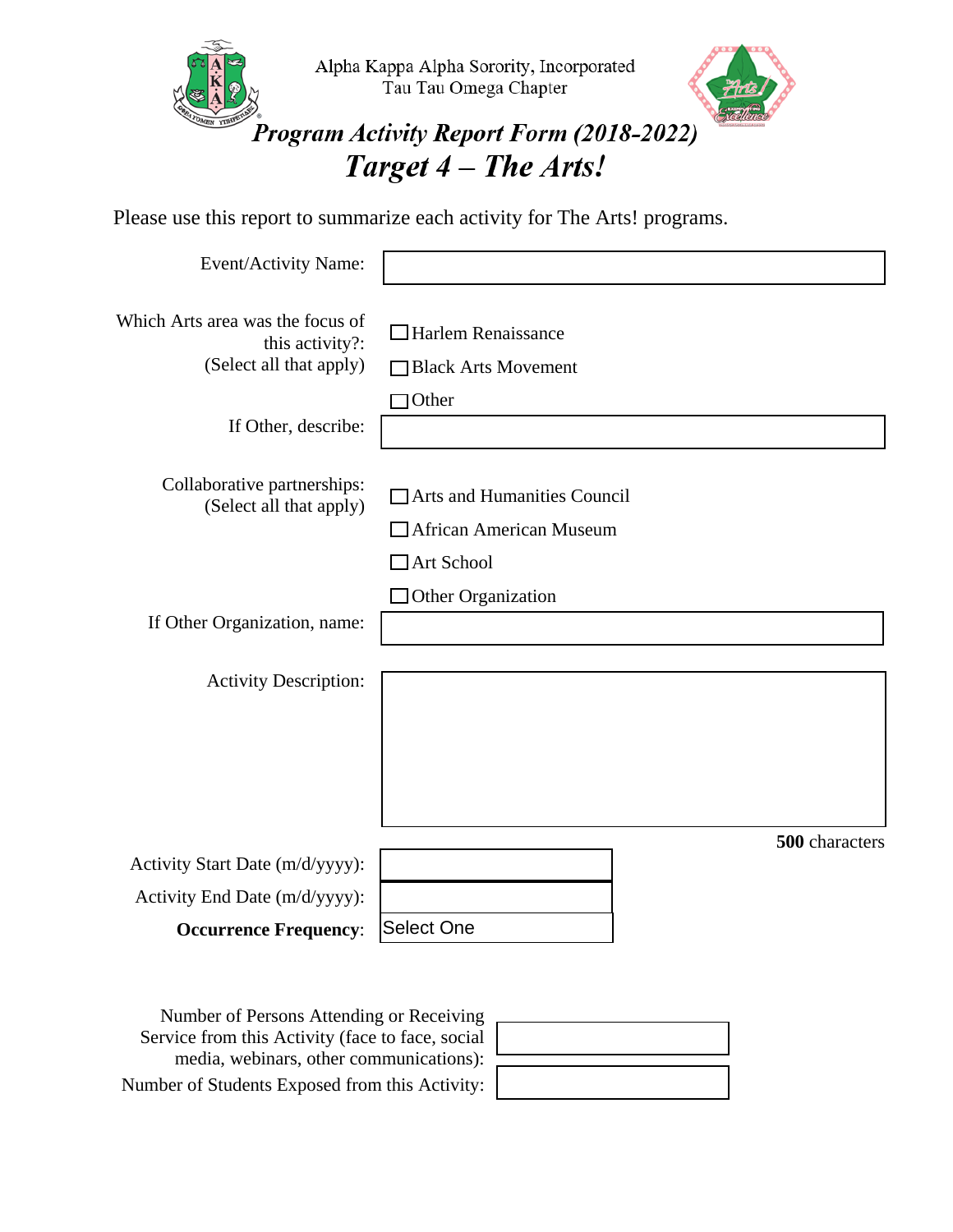Alpha Kappa Alpha Sorority, Incorporated
Tau Tau Omega Chapter

# *Program Activity Report Form (2018-2022)*

## *Target 4 – The Arts!*

Please use this report to summarize each activity for The Arts! programs.

Event/Activity Name:

Which Arts area was the focus of this activity?: (Select all that apply)

- ☐ Harlem Renaissance
- ☐ Black Arts Movement
- ☐ Other

If Other, describe:

Collaborative partnerships: (Select all that apply)

- ☐ Arts and Humanities Council
- ☐ African American Museum
- ☐ Art School
- ☐ Other Organization

If Other Organization, name:

Activity Description:

**500** characters

Activity Start Date (m/d/yyyy):

Activity End Date (m/d/yyyy):

**Occurrence Frequency**: Select One

Number of Persons Attending or Receiving Service from this Activity (face to face, social media, webinars, other communications):

Number of Students Exposed from this Activity: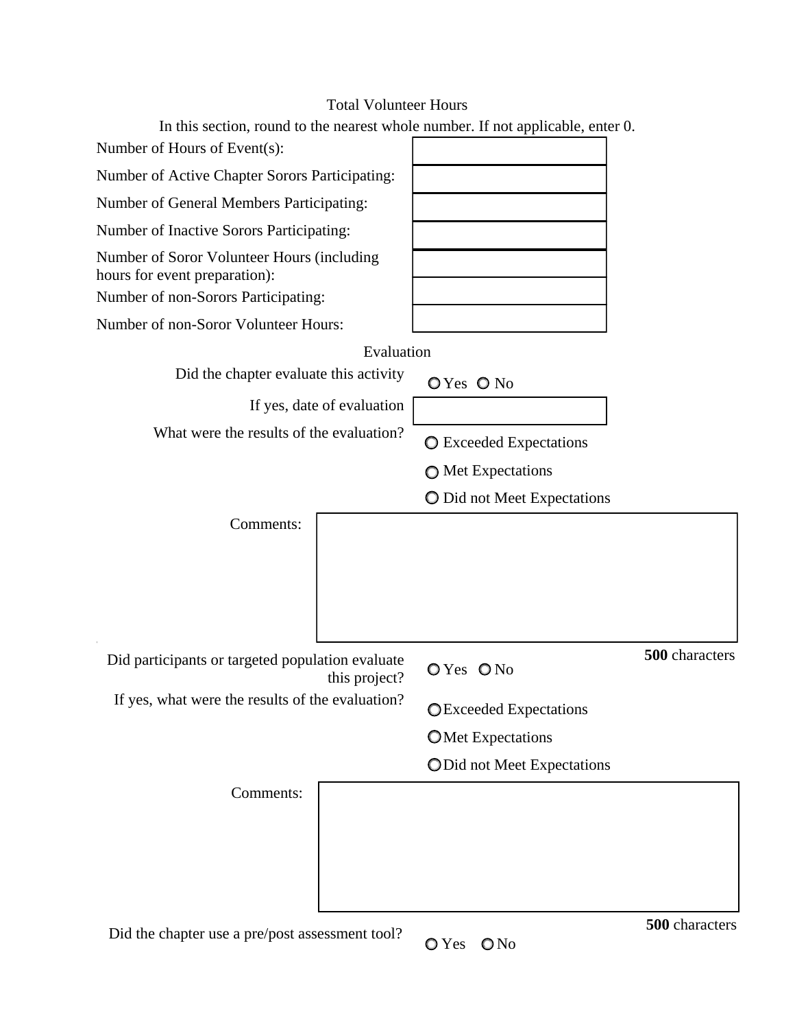## Total Volunteer Hours

In this section, round to the nearest whole number. If not applicable, enter 0.

| Field | Value |
|---|---|
| Number of Hours of Event(s): | |
| Number of Active Chapter Sorors Participating: | |
| Number of General Members Participating: | |
| Number of Inactive Sorors Participating: | |
| Number of Soror Volunteer Hours (including hours for event preparation): | |
| Number of non-Sorors Participating: | |
| Number of non-Soror Volunteer Hours: | |

## Evaluation

Did the chapter evaluate this activity

○ Yes ○ No

If yes, date of evaluation

What were the results of the evaluation?

○ Exceeded Expectations

○ Met Expectations

○ Did not Meet Expectations

Comments:

**500** characters

Did participants or targeted population evaluate this project?

○ Yes ○ No

If yes, what were the results of the evaluation?

○ Exceeded Expectations

○ Met Expectations

○ Did not Meet Expectations

Comments:

**500** characters

Did the chapter use a pre/post assessment tool?

○ Yes ○ No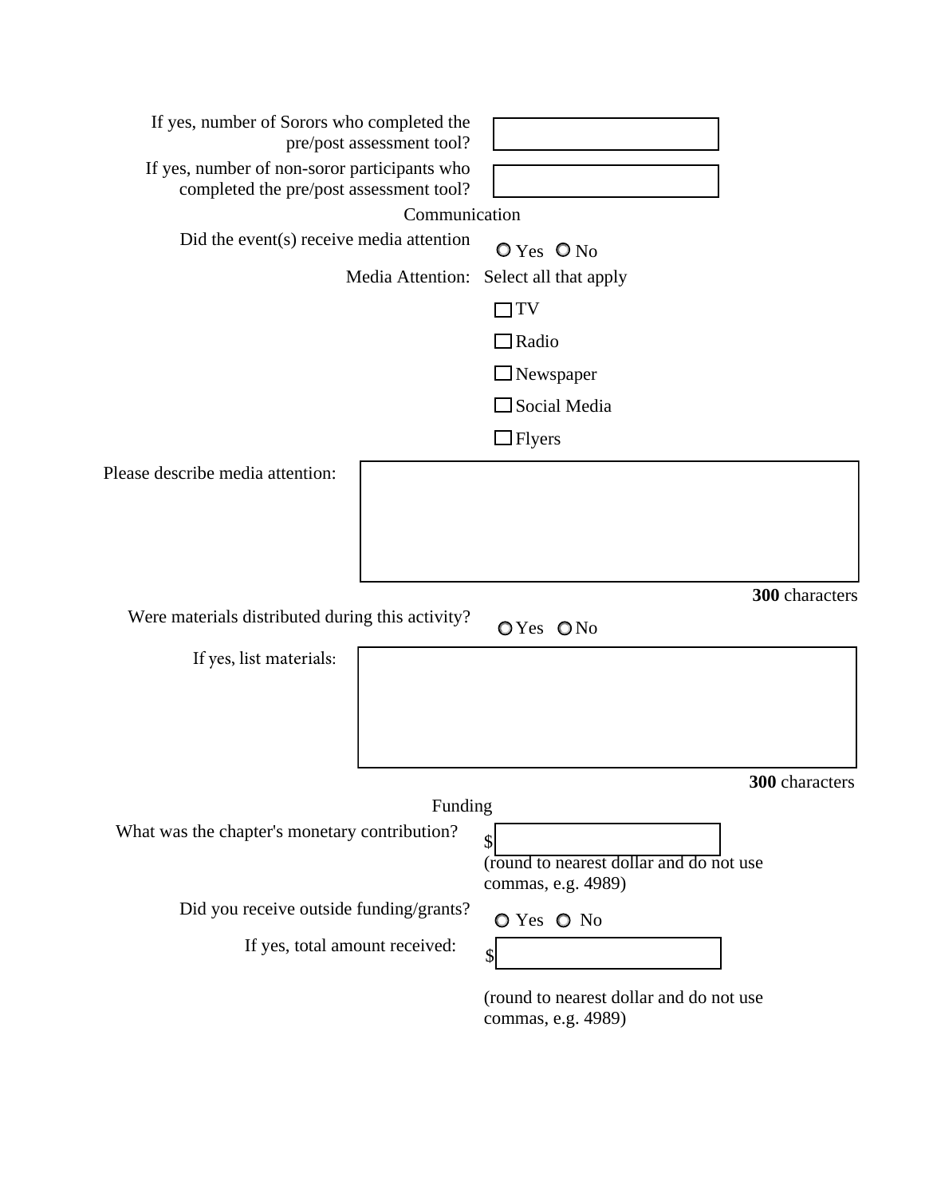If yes, number of Sorors who completed the pre/post assessment tool?

If yes, number of non-soror participants who completed the pre/post assessment tool?

## Communication

Did the event(s) receive media attention

○ Yes ○ No

Media Attention: Select all that apply

- ☐ TV
- ☐ Radio
- ☐ Newspaper
- ☐ Social Media
- ☐ Flyers

Please describe media attention:

**300** characters

Were materials distributed during this activity?

○ Yes ○ No

If yes, list materials:

**300** characters

## Funding

What was the chapter's monetary contribution?

$

(round to nearest dollar and do not use commas, e.g. 4989)

Did you receive outside funding/grants?

○ Yes ○ No

If yes, total amount received:

$

(round to nearest dollar and do not use commas, e.g. 4989)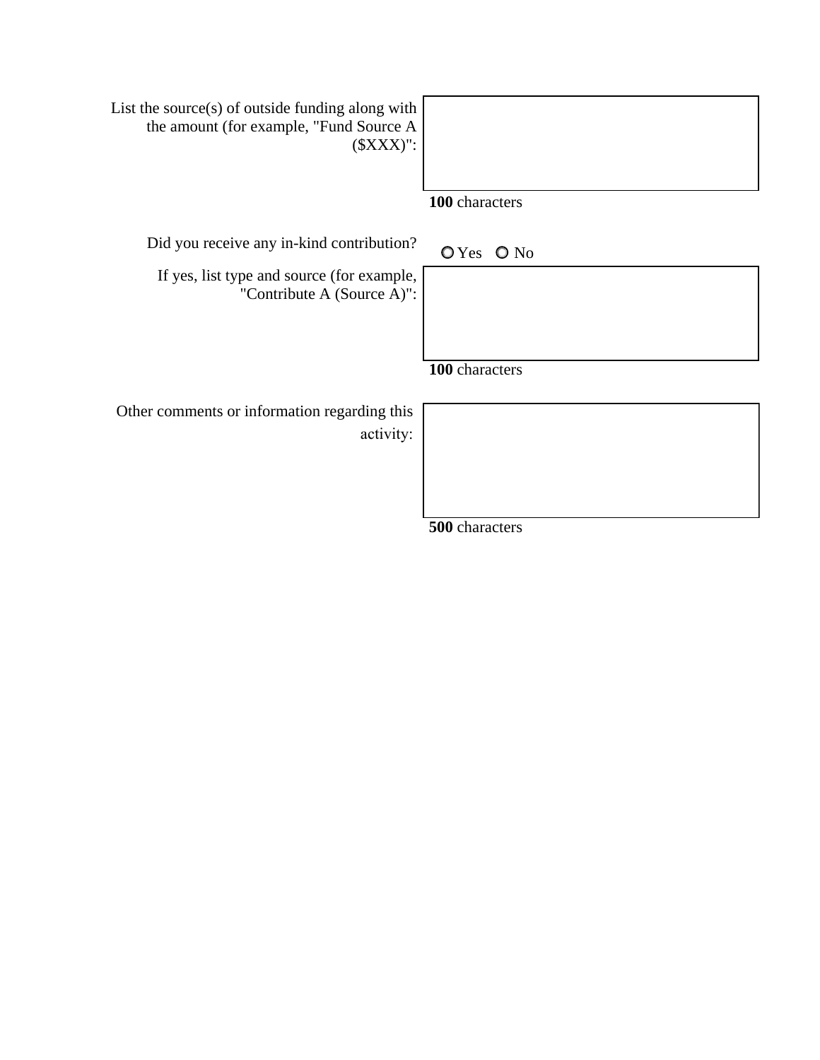List the source(s) of outside funding along with the amount (for example, "Fund Source A ($XXX)":

**100** characters

Did you receive any in-kind contribution? ○ Yes ○ No

If yes, list type and source (for example, "Contribute A (Source A)":

**100** characters

Other comments or information regarding this activity:

**500** characters